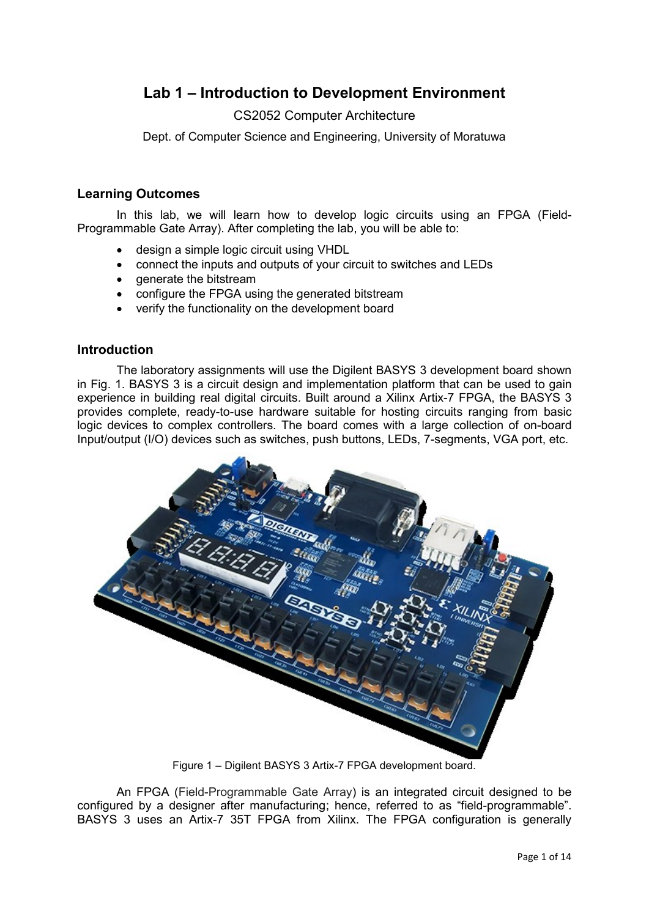# Lab 1 – Introduction to Development Environment

CS2052 Computer Architecture

Dept. of Computer Science and Engineering, University of Moratuwa

## Learning Outcomes

In this lab, we will learn how to develop logic circuits using an FPGA (Field-Programmable Gate Array). After completing the lab, you will be able to:

- design a simple logic circuit using VHDL
- connect the inputs and outputs of your circuit to switches and LEDs
- generate the bitstream
- configure the FPGA using the generated bitstream
- verify the functionality on the development board

## Introduction

The laboratory assignments will use the Digilent BASYS 3 development board shown in Fig. 1. BASYS 3 is a circuit design and implementation platform that can be used to gain experience in building real digital circuits. Built around a Xilinx Artix-7 FPGA, the BASYS 3 provides complete, ready-to-use hardware suitable for hosting circuits ranging from basic logic devices to complex controllers. The board comes with a large collection of on-board Input/output (I/O) devices such as switches, push buttons, LEDs, 7-segments, VGA port, etc.

Figure 1 – Digilent BASYS 3 Artix-7 FPGA development board.

An FPGA (Field-Programmable Gate Array) is an integrated circuit designed to be configured by a designer after manufacturing; hence, referred to as "field-programmable". BASYS 3 uses an Artix-7 35T FPGA from Xilinx. The FPGA configuration is generally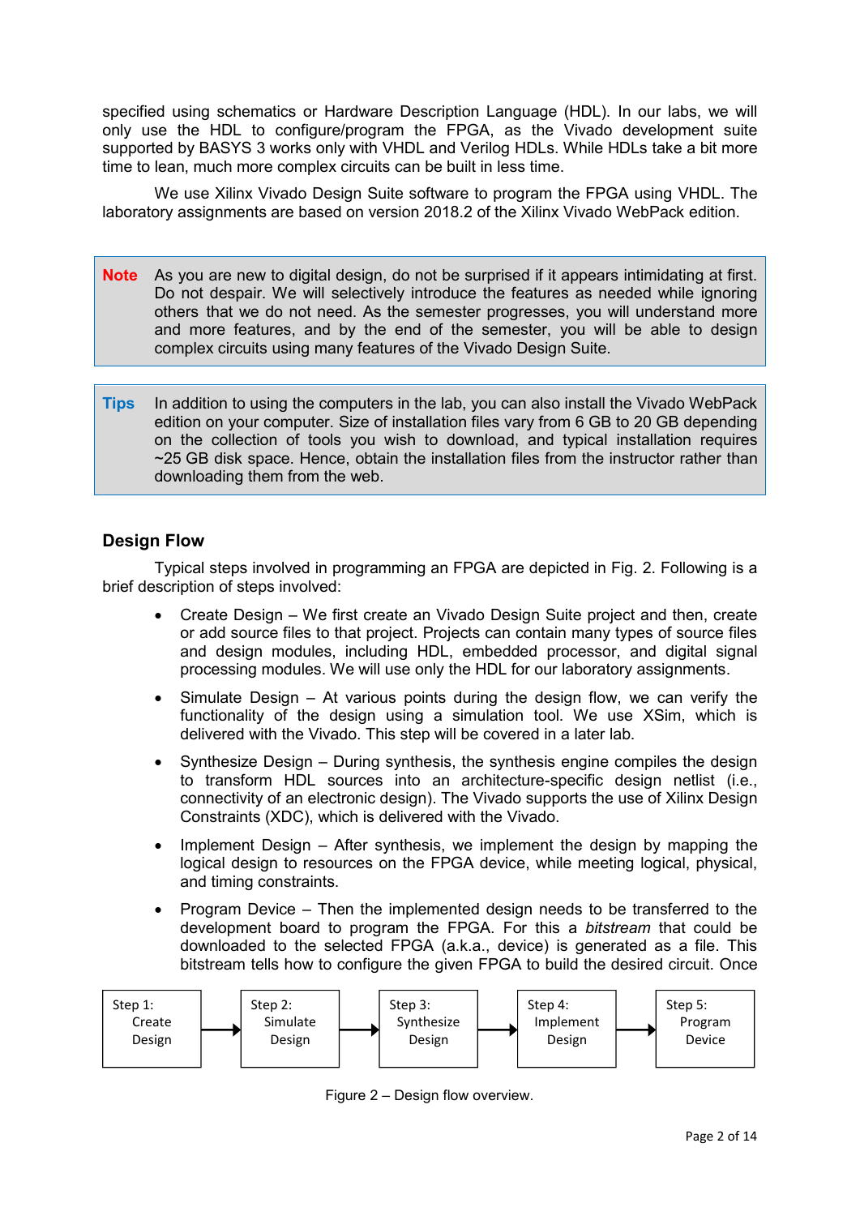specified using schematics or Hardware Description Language (HDL). In our labs, we will only use the HDL to configure/program the FPGA, as the Vivado development suite supported by BASYS 3 works only with VHDL and Verilog HDLs. While HDLs take a bit more time to lean, much more complex circuits can be built in less time.

We use Xilinx Vivado Design Suite software to program the FPGA using VHDL. The laboratory assignments are based on version 2018.2 of the Xilinx Vivado WebPack edition.

> **Note** As you are new to digital design, do not be surprised if it appears intimidating at first. Do not despair. We will selectively introduce the features as needed while ignoring others that we do not need. As the semester progresses, you will understand more and more features, and by the end of the semester, you will be able to design complex circuits using many features of the Vivado Design Suite.

> **Tips** In addition to using the computers in the lab, you can also install the Vivado WebPack edition on your computer. Size of installation files vary from 6 GB to 20 GB depending on the collection of tools you wish to download, and typical installation requires ~25 GB disk space. Hence, obtain the installation files from the instructor rather than downloading them from the web.

## Design Flow

Typical steps involved in programming an FPGA are depicted in Fig. 2. Following is a brief description of steps involved:

- Create Design – We first create an Vivado Design Suite project and then, create or add source files to that project. Projects can contain many types of source files and design modules, including HDL, embedded processor, and digital signal processing modules. We will use only the HDL for our laboratory assignments.
- Simulate Design – At various points during the design flow, we can verify the functionality of the design using a simulation tool. We use XSim, which is delivered with the Vivado. This step will be covered in a later lab.
- Synthesize Design – During synthesis, the synthesis engine compiles the design to transform HDL sources into an architecture-specific design netlist (i.e., connectivity of an electronic design). The Vivado supports the use of Xilinx Design Constraints (XDC), which is delivered with the Vivado.
- Implement Design – After synthesis, we implement the design by mapping the logical design to resources on the FPGA device, while meeting logical, physical, and timing constraints.
- Program Device – Then the implemented design needs to be transferred to the development board to program the FPGA. For this a *bitstream* that could be downloaded to the selected FPGA (a.k.a., device) is generated as a file. This bitstream tells how to configure the given FPGA to build the desired circuit. Once

Step 1: Create Design → Step 2: Simulate Design → Step 3: Synthesize Design → Step 4: Implement Design → Step 5: Program Device

Figure 2 – Design flow overview.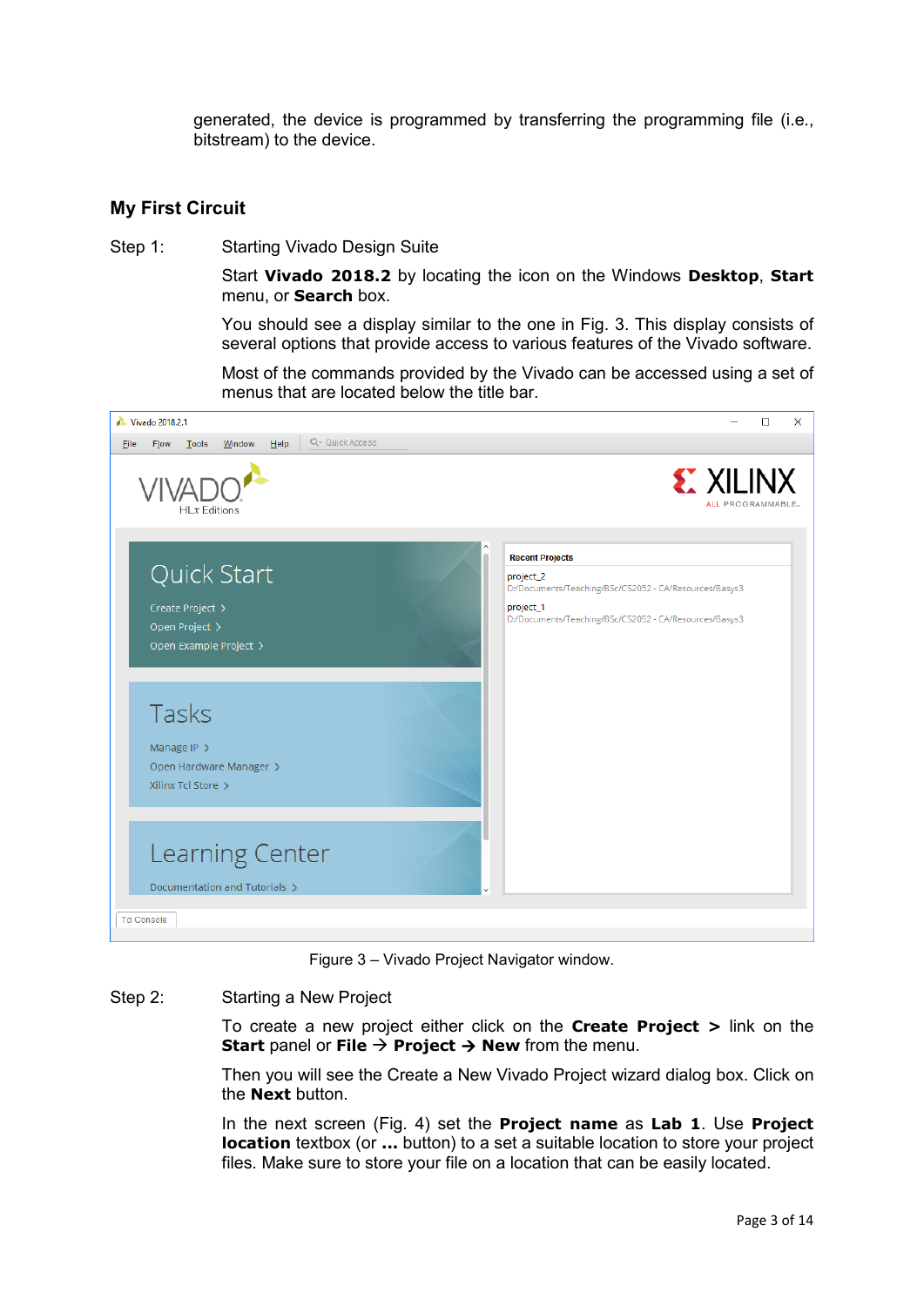generated, the device is programmed by transferring the programming file (i.e., bitstream) to the device.

## My First Circuit

Step 1: Starting Vivado Design Suite

Start **Vivado 2018.2** by locating the icon on the Windows **Desktop**, **Start** menu, or **Search** box.

You should see a display similar to the one in Fig. 3. This display consists of several options that provide access to various features of the Vivado software.

Most of the commands provided by the Vivado can be accessed using a set of menus that are located below the title bar.

Figure 3 – Vivado Project Navigator window.

Step 2: Starting a New Project

To create a new project either click on the **Create Project >** link on the **Start** panel or **File → Project → New** from the menu.

Then you will see the Create a New Vivado Project wizard dialog box. Click on the **Next** button.

In the next screen (Fig. 4) set the **Project name** as **Lab 1**. Use **Project location** textbox (or **…** button) to a set a suitable location to store your project files. Make sure to store your file on a location that can be easily located.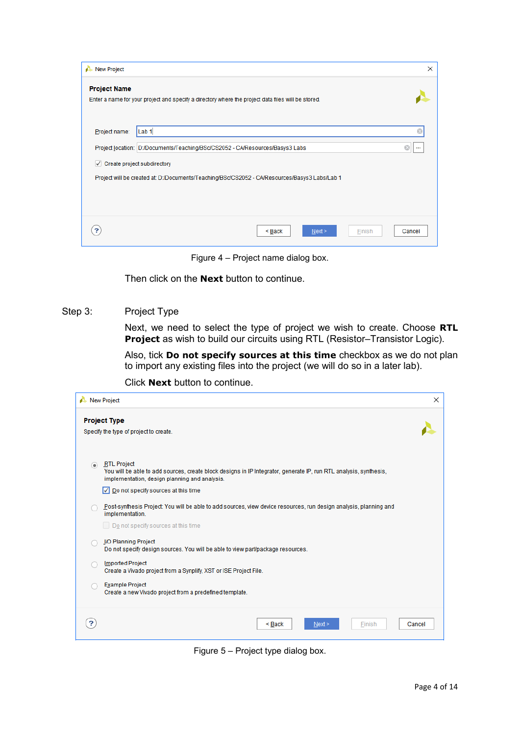Figure 4 – Project name dialog box.

Then click on the **Next** button to continue.

Step 3: Project Type

Next, we need to select the type of project we wish to create. Choose **RTL Project** as wish to build our circuits using RTL (Resistor–Transistor Logic).

Also, tick **Do not specify sources at this time** checkbox as we do not plan to import any existing files into the project (we will do so in a later lab).

Click **Next** button to continue.

Figure 5 – Project type dialog box.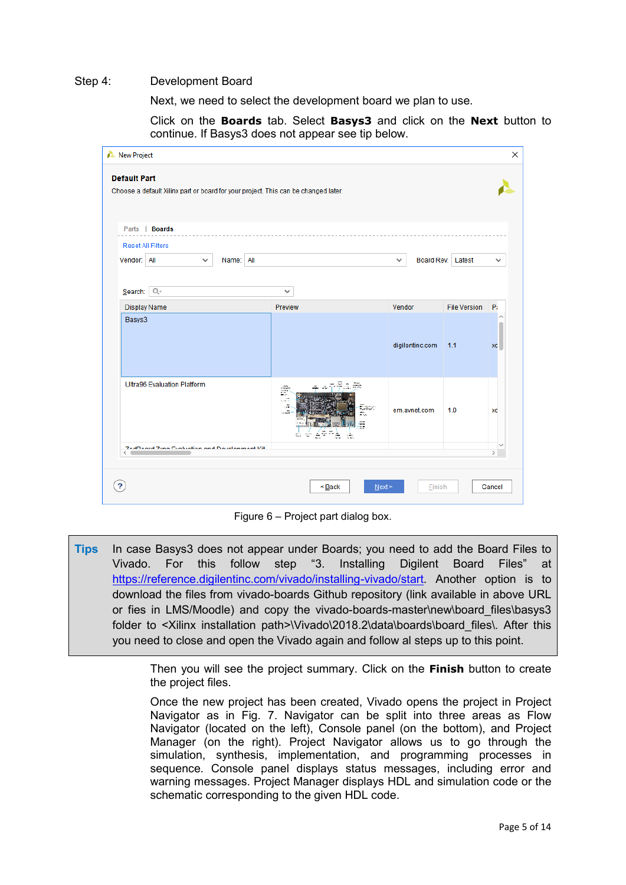Step 4: Development Board

Next, we need to select the development board we plan to use.

Click on the **Boards** tab. Select **Basys3** and click on the **Next** button to continue. If Basys3 does not appear see tip below.

Figure 6 – Project part dialog box.

> **Tips** In case Basys3 does not appear under Boards; you need to add the Board Files to Vivado. For this follow step "3. Installing Digilent Board Files" at https://reference.digilentinc.com/vivado/installing-vivado/start. Another option is to download the files from vivado-boards Github repository (link available in above URL or fies in LMS/Moodle) and copy the vivado-boards-master\new\board_files\basys3 folder to <Xilinx installation path>\Vivado\2018.2\data\boards\board_files\. After this you need to close and open the Vivado again and follow al steps up to this point.

Then you will see the project summary. Click on the **Finish** button to create the project files.

Once the new project has been created, Vivado opens the project in Project Navigator as in Fig. 7. Navigator can be split into three areas as Flow Navigator (located on the left), Console panel (on the bottom), and Project Manager (on the right). Project Navigator allows us to go through the simulation, synthesis, implementation, and programming processes in sequence. Console panel displays status messages, including error and warning messages. Project Manager displays HDL and simulation code or the schematic corresponding to the given HDL code.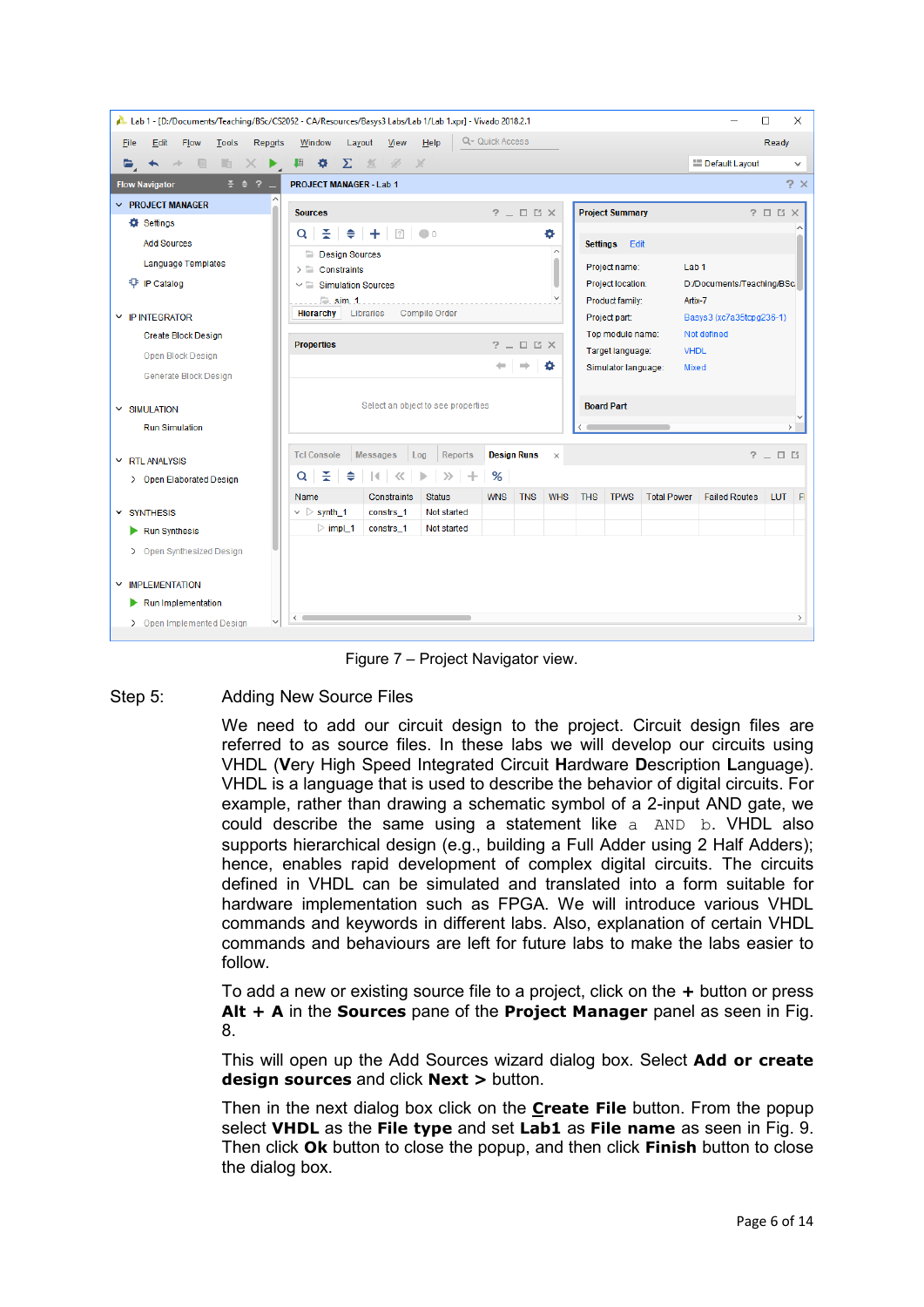Figure 7 – Project Navigator view.

Step 5: Adding New Source Files

We need to add our circuit design to the project. Circuit design files are referred to as source files. In these labs we will develop our circuits using VHDL (**V**ery High Speed Integrated Circuit **H**ardware **D**escription **L**anguage). VHDL is a language that is used to describe the behavior of digital circuits. For example, rather than drawing a schematic symbol of a 2-input AND gate, we could describe the same using a statement like `a AND b`. VHDL also supports hierarchical design (e.g., building a Full Adder using 2 Half Adders); hence, enables rapid development of complex digital circuits. The circuits defined in VHDL can be simulated and translated into a form suitable for hardware implementation such as FPGA. We will introduce various VHDL commands and keywords in different labs. Also, explanation of certain VHDL commands and behaviours are left for future labs to make the labs easier to follow.

To add a new or existing source file to a project, click on the **+** button or press **Alt + A** in the **Sources** pane of the **Project Manager** panel as seen in Fig. 8.

This will open up the Add Sources wizard dialog box. Select **Add or create design sources** and click **Next >** button.

Then in the next dialog box click on the **Create File** button. From the popup select **VHDL** as the **File type** and set **Lab1** as **File name** as seen in Fig. 9. Then click **Ok** button to close the popup, and then click **Finish** button to close the dialog box.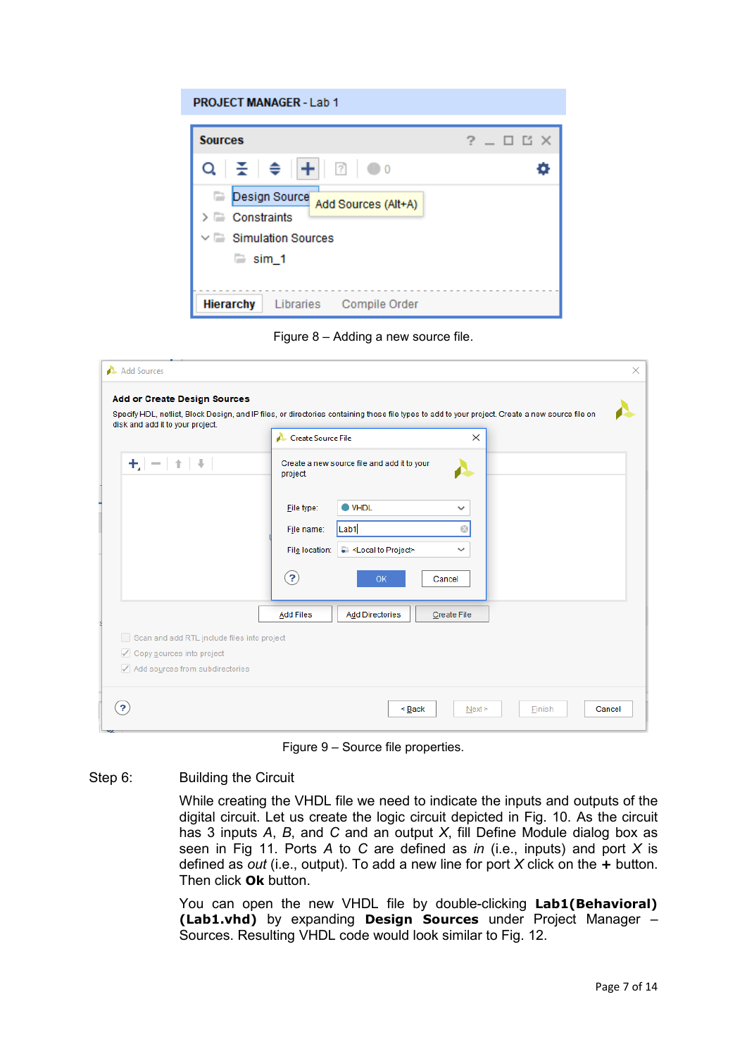Figure 8 – Adding a new source file.

Figure 9 – Source file properties.

Step 6: Building the Circuit

While creating the VHDL file we need to indicate the inputs and outputs of the digital circuit. Let us create the logic circuit depicted in Fig. 10. As the circuit has 3 inputs *A*, *B*, and *C* and an output *X*, fill Define Module dialog box as seen in Fig 11. Ports *A* to *C* are defined as *in* (i.e., inputs) and port *X* is defined as *out* (i.e., output). To add a new line for port *X* click on the **+** button. Then click **Ok** button.

You can open the new VHDL file by double-clicking **Lab1(Behavioral) (Lab1.vhd)** by expanding **Design Sources** under Project Manager – Sources. Resulting VHDL code would look similar to Fig. 12.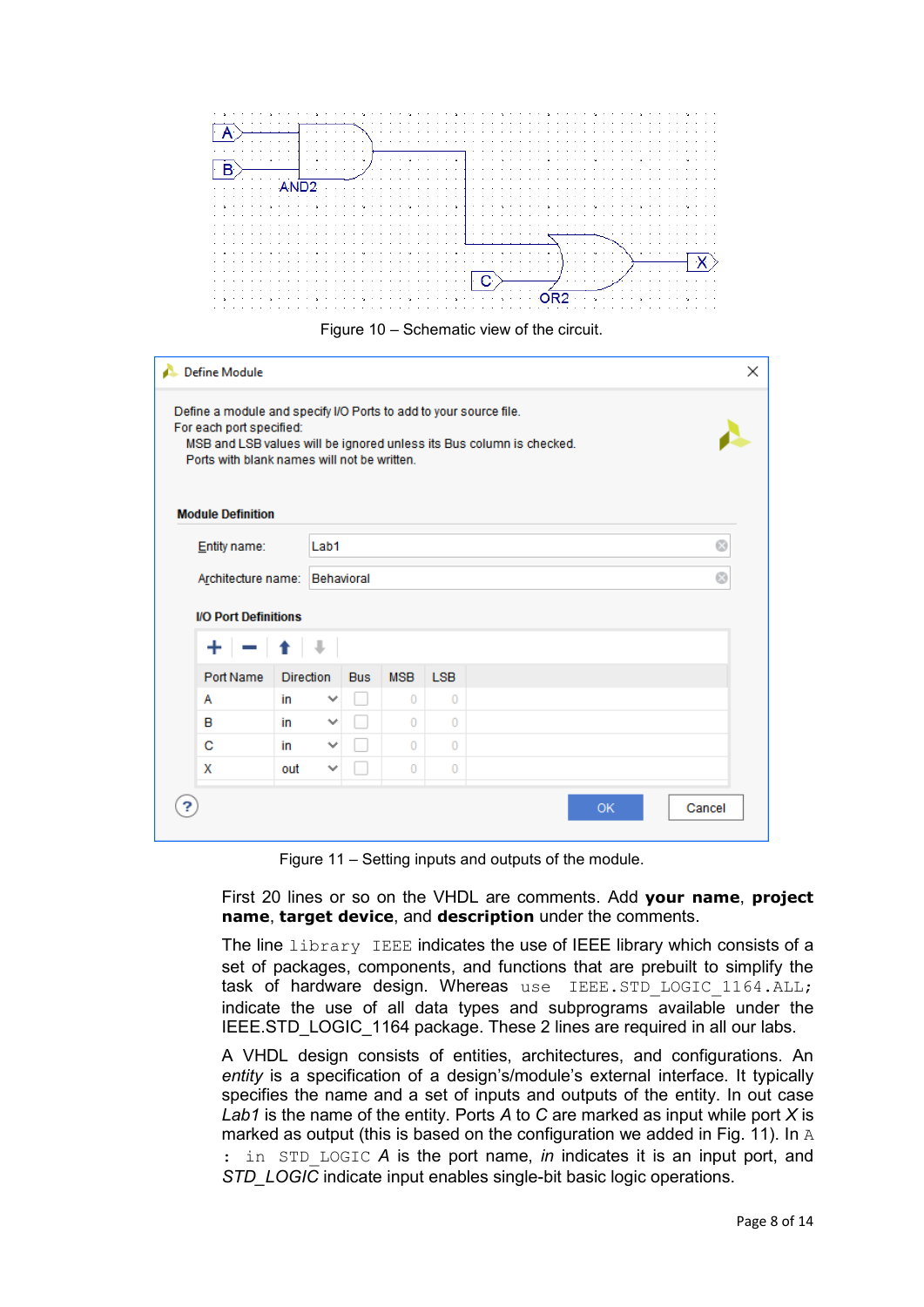Figure 10 – Schematic view of the circuit.

Figure 11 – Setting inputs and outputs of the module.

First 20 lines or so on the VHDL are comments. Add **your name**, **project name**, **target device**, and **description** under the comments.

The line `library IEEE` indicates the use of IEEE library which consists of a set of packages, components, and functions that are prebuilt to simplify the task of hardware design. Whereas `use IEEE.STD_LOGIC_1164.ALL;` indicate the use of all data types and subprograms available under the IEEE.STD_LOGIC_1164 package. These 2 lines are required in all our labs.

A VHDL design consists of entities, architectures, and configurations. An *entity* is a specification of a design's/module's external interface. It typically specifies the name and a set of inputs and outputs of the entity. In out case *Lab1* is the name of the entity. Ports *A* to *C* are marked as input while port *X* is marked as output (this is based on the configuration we added in Fig. 11). In `A : in STD_LOGIC` *A* is the port name, *in* indicates it is an input port, and *STD_LOGIC* indicate input enables single-bit basic logic operations.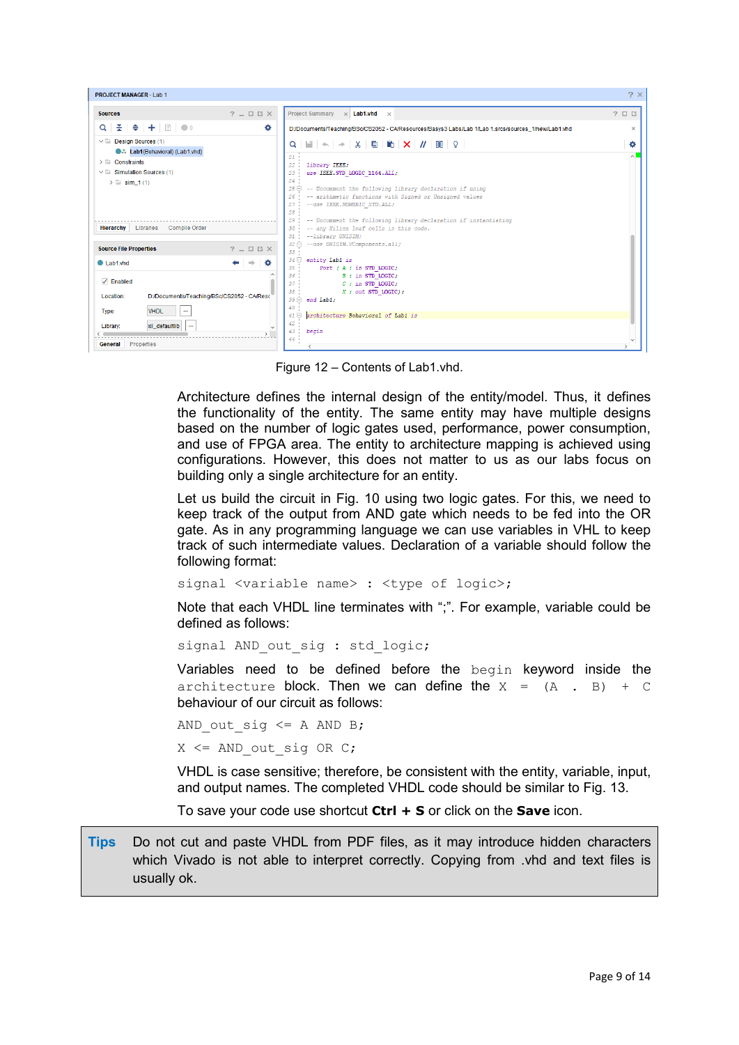Figure 12 – Contents of Lab1.vhd.

Architecture defines the internal design of the entity/model. Thus, it defines the functionality of the entity. The same entity may have multiple designs based on the number of logic gates used, performance, power consumption, and use of FPGA area. The entity to architecture mapping is achieved using configurations. However, this does not matter to us as our labs focus on building only a single architecture for an entity.

Let us build the circuit in Fig. 10 using two logic gates. For this, we need to keep track of the output from AND gate which needs to be fed into the OR gate. As in any programming language we can use variables in VHL to keep track of such intermediate values. Declaration of a variable should follow the following format:

```
signal <variable name> : <type of logic>;
```

Note that each VHDL line terminates with ";". For example, variable could be defined as follows:

```
signal AND_out_sig : std_logic;
```

Variables need to be defined before the `begin` keyword inside the `architecture` block. Then we can define the `X = (A . B) + C` behaviour of our circuit as follows:

```
AND_out_sig <= A AND B;
```

```
X <= AND_out_sig OR C;
```

VHDL is case sensitive; therefore, be consistent with the entity, variable, input, and output names. The completed VHDL code should be similar to Fig. 13.

To save your code use shortcut **Ctrl + S** or click on the **Save** icon.

**Tips** Do not cut and paste VHDL from PDF files, as it may introduce hidden characters which Vivado is not able to interpret correctly. Copying from .vhd and text files is usually ok.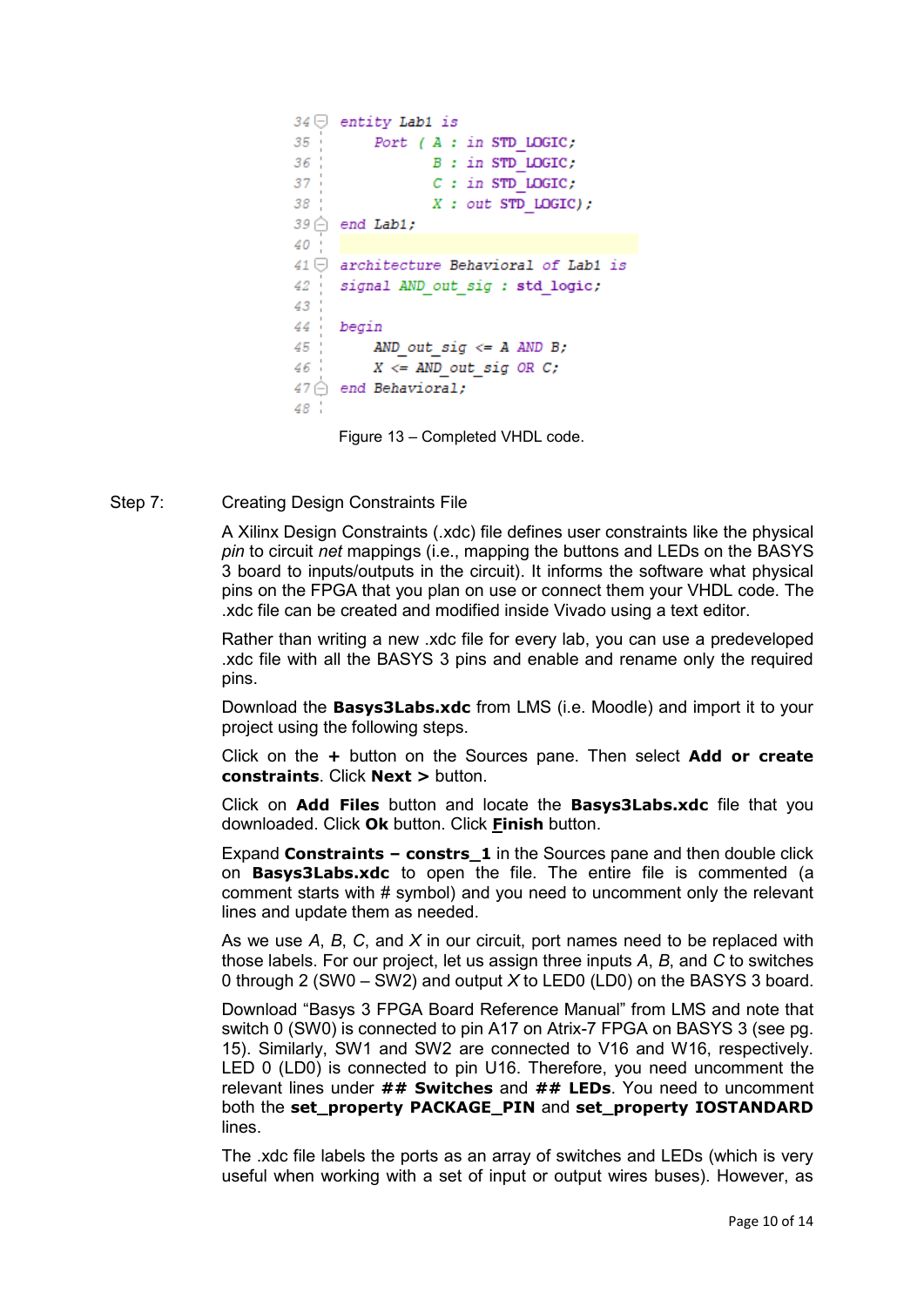```
34  entity Lab1 is
35      Port ( A : in STD_LOGIC;
36             B : in STD_LOGIC;
37             C : in STD_LOGIC;
38             X : out STD_LOGIC);
39  end Lab1;
40
41  architecture Behavioral of Lab1 is
42  signal AND_out_sig : std_logic;
43
44  begin
45      AND_out_sig <= A AND B;
46      X <= AND_out_sig OR C;
47  end Behavioral;
48
```

Figure 13 – Completed VHDL code.

Step 7: Creating Design Constraints File

A Xilinx Design Constraints (.xdc) file defines user constraints like the physical *pin* to circuit *net* mappings (i.e., mapping the buttons and LEDs on the BASYS 3 board to inputs/outputs in the circuit). It informs the software what physical pins on the FPGA that you plan on use or connect them your VHDL code. The .xdc file can be created and modified inside Vivado using a text editor.

Rather than writing a new .xdc file for every lab, you can use a predeveloped .xdc file with all the BASYS 3 pins and enable and rename only the required pins.

Download the **Basys3Labs.xdc** from LMS (i.e. Moodle) and import it to your project using the following steps.

Click on the **+** button on the Sources pane. Then select **Add or create constraints**. Click **Next >** button.

Click on **Add Files** button and locate the **Basys3Labs.xdc** file that you downloaded. Click **Ok** button. Click **Finish** button.

Expand **Constraints – constrs_1** in the Sources pane and then double click on **Basys3Labs.xdc** to open the file. The entire file is commented (a comment starts with # symbol) and you need to uncomment only the relevant lines and update them as needed.

As we use *A*, *B*, *C*, and *X* in our circuit, port names need to be replaced with those labels. For our project, let us assign three inputs *A*, *B*, and *C* to switches 0 through 2 (SW0 – SW2) and output *X* to LED0 (LD0) on the BASYS 3 board.

Download "Basys 3 FPGA Board Reference Manual" from LMS and note that switch 0 (SW0) is connected to pin A17 on Atrix-7 FPGA on BASYS 3 (see pg. 15). Similarly, SW1 and SW2 are connected to V16 and W16, respectively. LED 0 (LD0) is connected to pin U16. Therefore, you need uncomment the relevant lines under **## Switches** and **## LEDs**. You need to uncomment both the **set_property PACKAGE_PIN** and **set_property IOSTANDARD** lines.

The .xdc file labels the ports as an array of switches and LEDs (which is very useful when working with a set of input or output wires buses). However, as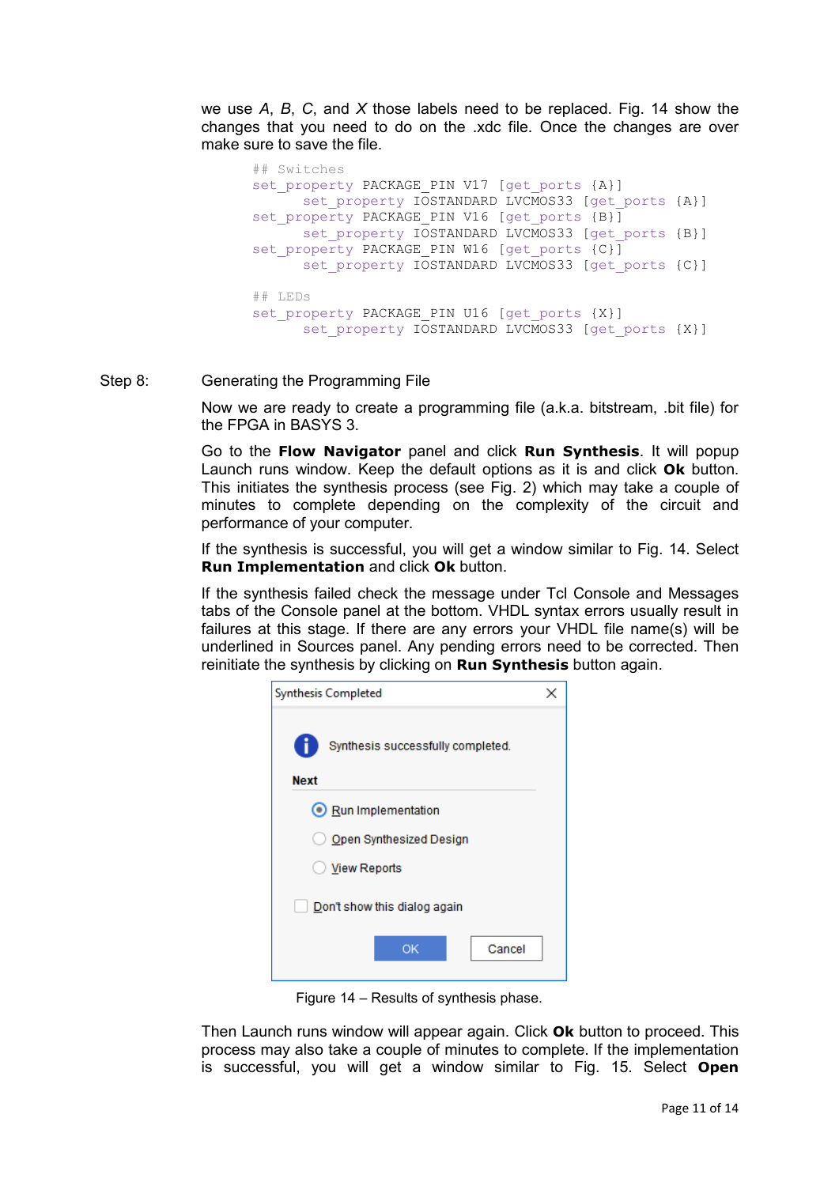we use *A*, *B*, *C*, and *X* those labels need to be replaced. Fig. 14 show the changes that you need to do on the .xdc file. Once the changes are over make sure to save the file.

```
## Switches
set_property PACKAGE_PIN V17 [get_ports {A}]
    set_property IOSTANDARD LVCMOS33 [get_ports {A}]
set_property PACKAGE_PIN V16 [get_ports {B}]
    set_property IOSTANDARD LVCMOS33 [get_ports {B}]
set_property PACKAGE_PIN W16 [get_ports {C}]
    set_property IOSTANDARD LVCMOS33 [get_ports {C}]

## LEDs
set_property PACKAGE_PIN U16 [get_ports {X}]
    set_property IOSTANDARD LVCMOS33 [get_ports {X}]
```

Step 8: Generating the Programming File

Now we are ready to create a programming file (a.k.a. bitstream, .bit file) for the FPGA in BASYS 3.

Go to the **Flow Navigator** panel and click **Run Synthesis**. It will popup Launch runs window. Keep the default options as it is and click **Ok** button. This initiates the synthesis process (see Fig. 2) which may take a couple of minutes to complete depending on the complexity of the circuit and performance of your computer.

If the synthesis is successful, you will get a window similar to Fig. 14. Select **Run Implementation** and click **Ok** button.

If the synthesis failed check the message under Tcl Console and Messages tabs of the Console panel at the bottom. VHDL syntax errors usually result in failures at this stage. If there are any errors your VHDL file name(s) will be underlined in Sources panel. Any pending errors need to be corrected. Then reinitiate the synthesis by clicking on **Run Synthesis** button again.

Synthesis Completed

Synthesis successfully completed.

**Next**

- (•) Run Implementation
- ( ) Open Synthesized Design
- ( ) View Reports

[ ] Don't show this dialog again

OK Cancel

Figure 14 – Results of synthesis phase.

Then Launch runs window will appear again. Click **Ok** button to proceed. This process may also take a couple of minutes to complete. If the implementation is successful, you will get a window similar to Fig. 15. Select **Open**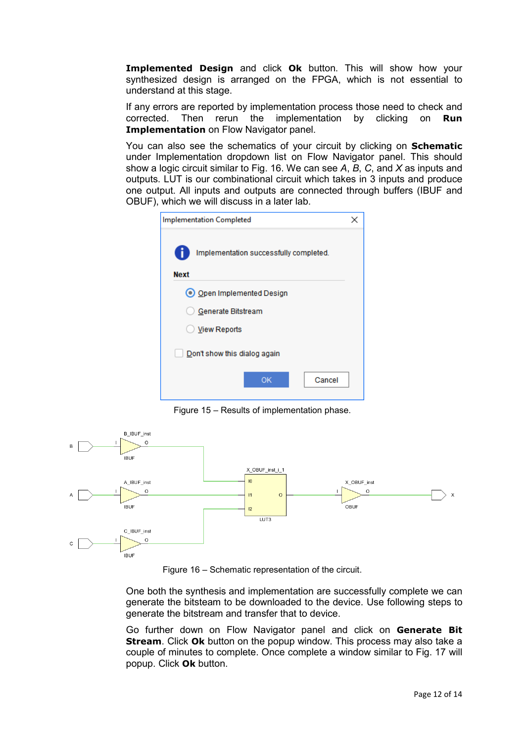**Implemented Design** and click **Ok** button. This will show how your synthesized design is arranged on the FPGA, which is not essential to understand at this stage.

If any errors are reported by implementation process those need to check and corrected. Then rerun the implementation by clicking on **Run Implementation** on Flow Navigator panel.

You can also see the schematics of your circuit by clicking on **Schematic** under Implementation dropdown list on Flow Navigator panel. This should show a logic circuit similar to Fig. 16. We can see *A*, *B*, *C*, and *X* as inputs and outputs. LUT is our combinational circuit which takes in 3 inputs and produce one output. All inputs and outputs are connected through buffers (IBUF and OBUF), which we will discuss in a later lab.

Figure 15 – Results of implementation phase.

Figure 16 – Schematic representation of the circuit.

One both the synthesis and implementation are successfully complete we can generate the bitsteam to be downloaded to the device. Use following steps to generate the bitstream and transfer that to device.

Go further down on Flow Navigator panel and click on **Generate Bit Stream**. Click **Ok** button on the popup window. This process may also take a couple of minutes to complete. Once complete a window similar to Fig. 17 will popup. Click **Ok** button.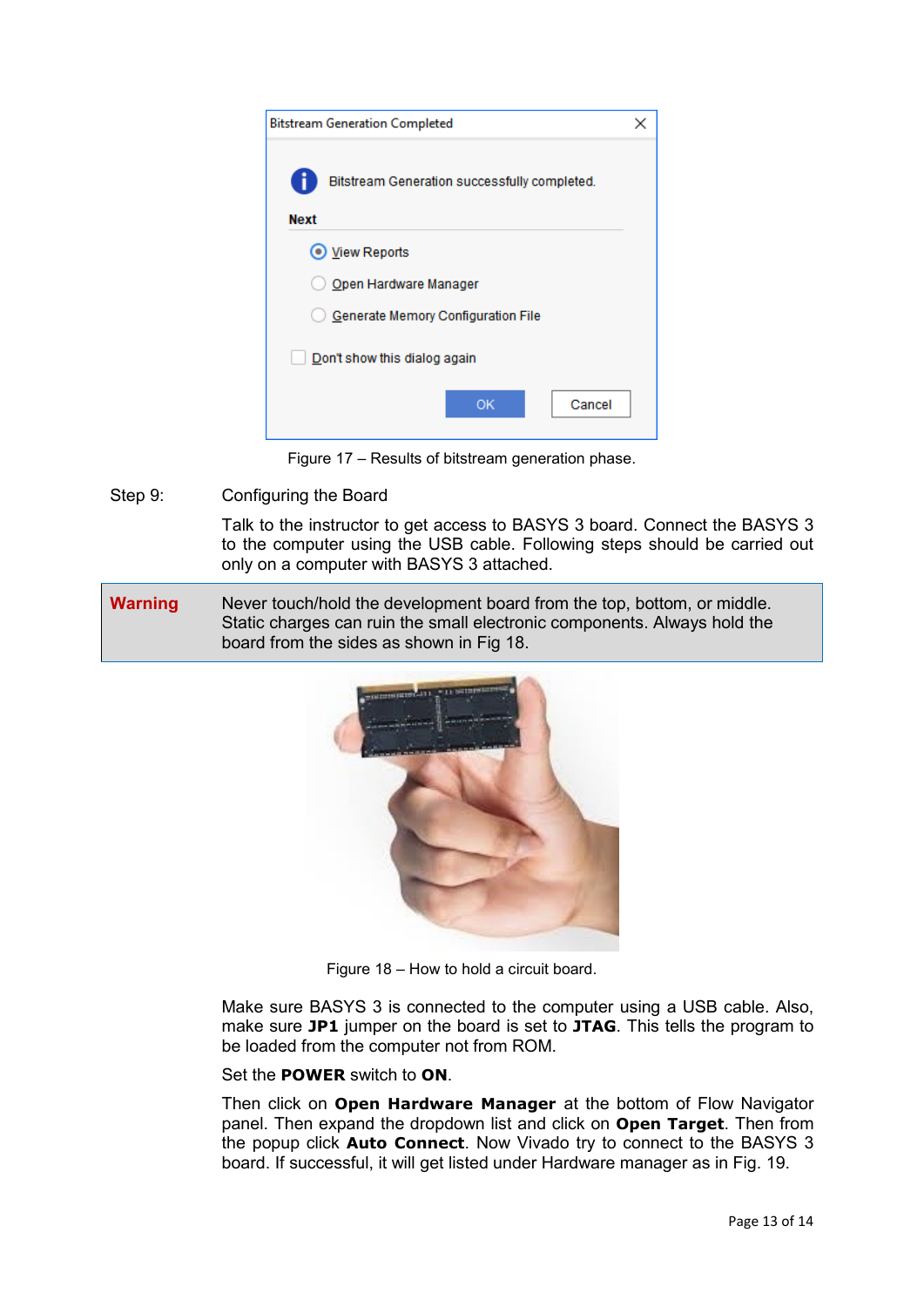Figure 17 – Results of bitstream generation phase.

Step 9: Configuring the Board

Talk to the instructor to get access to BASYS 3 board. Connect the BASYS 3 to the computer using the USB cable. Following steps should be carried out only on a computer with BASYS 3 attached.

| **Warning** | Never touch/hold the development board from the top, bottom, or middle. Static charges can ruin the small electronic components. Always hold the board from the sides as shown in Fig 18. |
| --- | --- |

Figure 18 – How to hold a circuit board.

Make sure BASYS 3 is connected to the computer using a USB cable. Also, make sure **JP1** jumper on the board is set to **JTAG**. This tells the program to be loaded from the computer not from ROM.

Set the **POWER** switch to **ON**.

Then click on **Open Hardware Manager** at the bottom of Flow Navigator panel. Then expand the dropdown list and click on **Open Target**. Then from the popup click **Auto Connect**. Now Vivado try to connect to the BASYS 3 board. If successful, it will get listed under Hardware manager as in Fig. 19.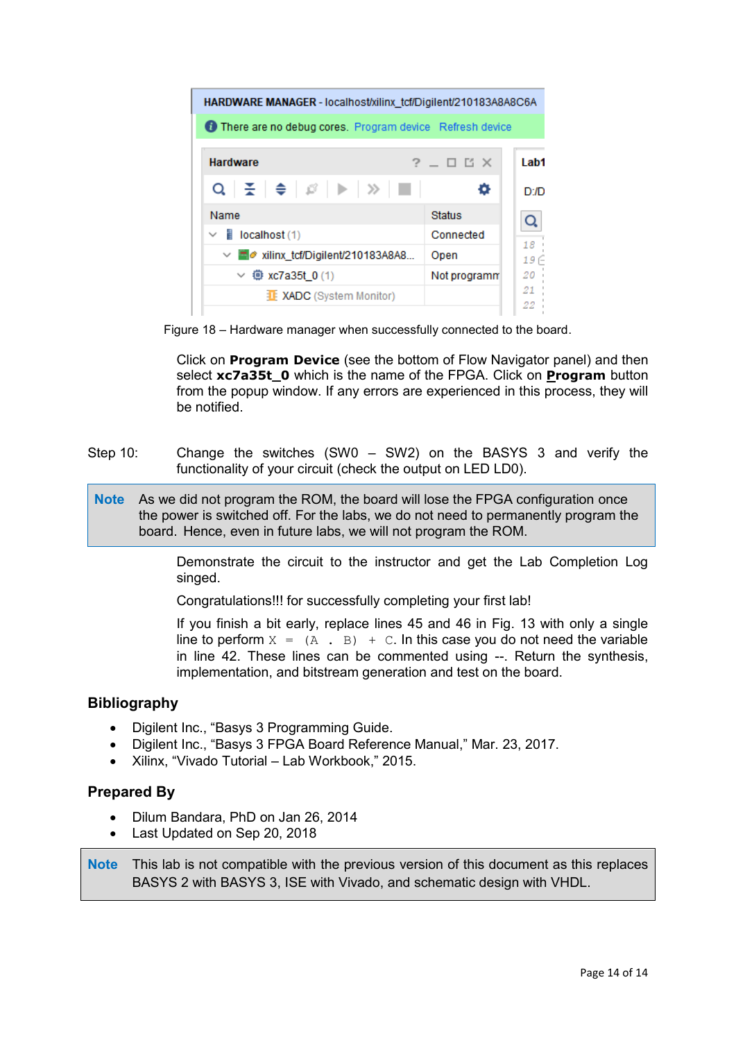Figure 18 – Hardware manager when successfully connected to the board.

Click on **Program Device** (see the bottom of Flow Navigator panel) and then select **xc7a35t_0** which is the name of the FPGA. Click on **Program** button from the popup window. If any errors are experienced in this process, they will be notified.

Step 10: Change the switches (SW0 – SW2) on the BASYS 3 and verify the functionality of your circuit (check the output on LED LD0).

> **Note** As we did not program the ROM, the board will lose the FPGA configuration once the power is switched off. For the labs, we do not need to permanently program the board. Hence, even in future labs, we will not program the ROM.

Demonstrate the circuit to the instructor and get the Lab Completion Log singed.

Congratulations!!! for successfully completing your first lab!

If you finish a bit early, replace lines 45 and 46 in Fig. 13 with only a single line to perform `X = (A . B) + C`. In this case you do not need the variable in line 42. These lines can be commented using --. Return the synthesis, implementation, and bitstream generation and test on the board.

## Bibliography

- Digilent Inc., "Basys 3 Programming Guide.
- Digilent Inc., "Basys 3 FPGA Board Reference Manual," Mar. 23, 2017.
- Xilinx, "Vivado Tutorial – Lab Workbook," 2015.

## Prepared By

- Dilum Bandara, PhD on Jan 26, 2014
- Last Updated on Sep 20, 2018

> **Note** This lab is not compatible with the previous version of this document as this replaces BASYS 2 with BASYS 3, ISE with Vivado, and schematic design with VHDL.